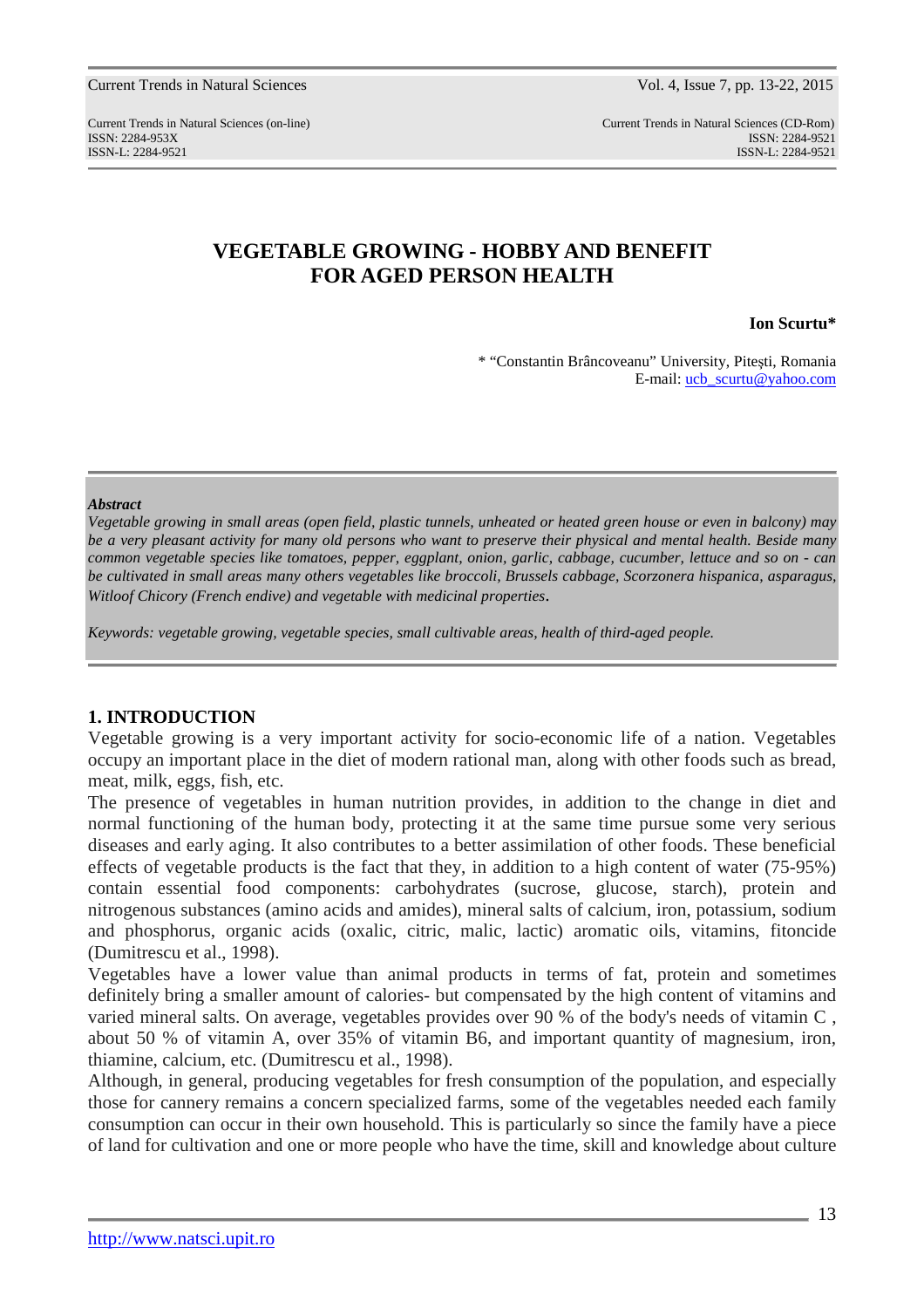# VEGETABLE GROWING - HOBBY AND BENEFIT FOR AGED PERSON HEALTH

**Ion Scurtu***

\* "Constantin Brâncoveanu" University, Pitești, Romania
E-mail: ucb_scurtu@yahoo.com

---

***Abstract***

*Vegetable growing in small areas (open field, plastic tunnels, unheated or heated green house or even in balcony) may be a very pleasant activity for many old persons who want to preserve their physical and mental health. Beside many common vegetable species like tomatoes, pepper, eggplant, onion, garlic, cabbage, cucumber, lettuce and so on - can be cultivated in small areas many others vegetables like broccoli, Brussels cabbage, Scorzonera hispanica, asparagus, Witloof Chicory (French endive) and vegetable with medicinal properties.*

*Keywords: vegetable growing, vegetable species, small cultivable areas, health of third-aged people.*

---

## 1. INTRODUCTION

Vegetable growing is a very important activity for socio-economic life of a nation. Vegetables occupy an important place in the diet of modern rational man, along with other foods such as bread, meat, milk, eggs, fish, etc.

The presence of vegetables in human nutrition provides, in addition to the change in diet and normal functioning of the human body, protecting it at the same time pursue some very serious diseases and early aging. It also contributes to a better assimilation of other foods. These beneficial effects of vegetable products is the fact that they, in addition to a high content of water (75-95%) contain essential food components: carbohydrates (sucrose, glucose, starch), protein and nitrogenous substances (amino acids and amides), mineral salts of calcium, iron, potassium, sodium and phosphorus, organic acids (oxalic, citric, malic, lactic) aromatic oils, vitamins, fitoncide (Dumitrescu et al., 1998).

Vegetables have a lower value than animal products in terms of fat, protein and sometimes definitely bring a smaller amount of calories- but compensated by the high content of vitamins and varied mineral salts. On average, vegetables provides over 90 % of the body's needs of vitamin C , about 50 % of vitamin A, over 35% of vitamin B6, and important quantity of magnesium, iron, thiamine, calcium, etc. (Dumitrescu et al., 1998).

Although, in general, producing vegetables for fresh consumption of the population, and especially those for cannery remains a concern specialized farms, some of the vegetables needed each family consumption can occur in their own household. This is particularly so since the family have a piece of land for cultivation and one or more people who have the time, skill and knowledge about culture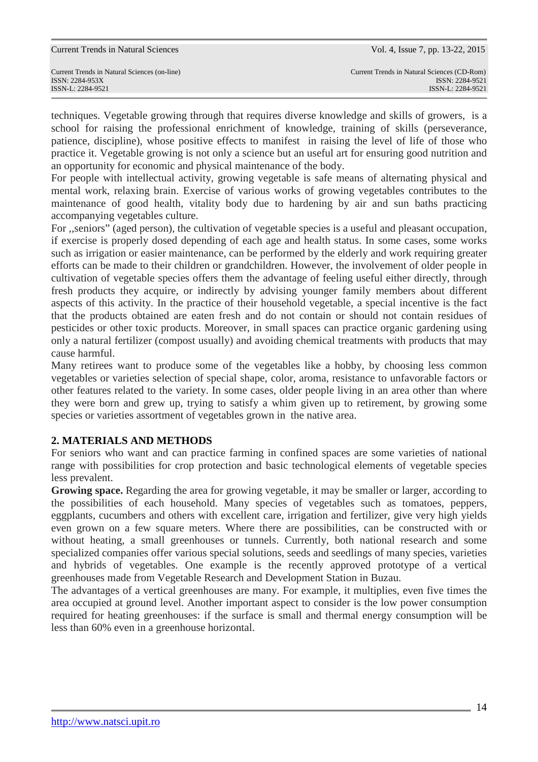techniques. Vegetable growing through that requires diverse knowledge and skills of growers, is a school for raising the professional enrichment of knowledge, training of skills (perseverance, patience, discipline), whose positive effects to manifest in raising the level of life of those who practice it. Vegetable growing is not only a science but an useful art for ensuring good nutrition and an opportunity for economic and physical maintenance of the body.

For people with intellectual activity, growing vegetable is safe means of alternating physical and mental work, relaxing brain. Exercise of various works of growing vegetables contributes to the maintenance of good health, vitality body due to hardening by air and sun baths practicing accompanying vegetables culture.

For ,,seniors" (aged person), the cultivation of vegetable species is a useful and pleasant occupation, if exercise is properly dosed depending of each age and health status. In some cases, some works such as irrigation or easier maintenance, can be performed by the elderly and work requiring greater efforts can be made to their children or grandchildren. However, the involvement of older people in cultivation of vegetable species offers them the advantage of feeling useful either directly, through fresh products they acquire, or indirectly by advising younger family members about different aspects of this activity. In the practice of their household vegetable, a special incentive is the fact that the products obtained are eaten fresh and do not contain or should not contain residues of pesticides or other toxic products. Moreover, in small spaces can practice organic gardening using only a natural fertilizer (compost usually) and avoiding chemical treatments with products that may cause harmful.

Many retirees want to produce some of the vegetables like a hobby, by choosing less common vegetables or varieties selection of special shape, color, aroma, resistance to unfavorable factors or other features related to the variety. In some cases, older people living in an area other than where they were born and grew up, trying to satisfy a whim given up to retirement, by growing some species or varieties assortment of vegetables grown in the native area.

## 2. MATERIALS AND METHODS

For seniors who want and can practice farming in confined spaces are some varieties of national range with possibilities for crop protection and basic technological elements of vegetable species less prevalent.

**Growing space.** Regarding the area for growing vegetable, it may be smaller or larger, according to the possibilities of each household. Many species of vegetables such as tomatoes, peppers, eggplants, cucumbers and others with excellent care, irrigation and fertilizer, give very high yields even grown on a few square meters. Where there are possibilities, can be constructed with or without heating, a small greenhouses or tunnels. Currently, both national research and some specialized companies offer various special solutions, seeds and seedlings of many species, varieties and hybrids of vegetables. One example is the recently approved prototype of a vertical greenhouses made from Vegetable Research and Development Station in Buzau.

The advantages of a vertical greenhouses are many. For example, it multiplies, even five times the area occupied at ground level. Another important aspect to consider is the low power consumption required for heating greenhouses: if the surface is small and thermal energy consumption will be less than 60% even in a greenhouse horizontal.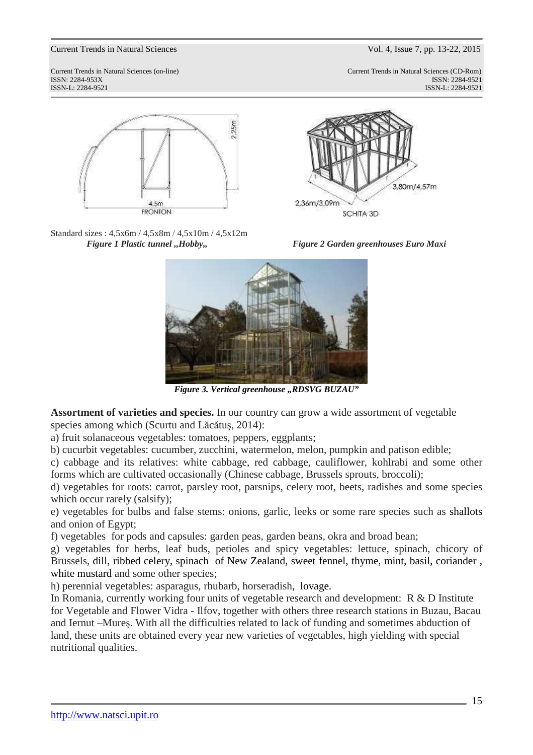Standard sizes : 4,5x6m / 4,5x8m / 4,5x10m / 4,5x12m

***Figure 1 Plastic tunnel „Hobby„***

***Figure 2 Garden greenhouses Euro Maxi***

***Figure 3. Vertical greenhouse „RDSVG BUZAU”***

**Assortment of varieties and species.** In our country can grow a wide assortment of vegetable species among which (Scurtu and Lăcătuş, 2014):

a) fruit solanaceous vegetables: tomatoes, peppers, eggplants;

b) cucurbit vegetables: cucumber, zucchini, watermelon, melon, pumpkin and patison edible;

c) cabbage and its relatives: white cabbage, red cabbage, cauliflower, kohlrabi and some other forms which are cultivated occasionally (Chinese cabbage, Brussels sprouts, broccoli);

d) vegetables for roots: carrot, parsley root, parsnips, celery root, beets, radishes and some species which occur rarely (salsify);

e) vegetables for bulbs and false stems: onions, garlic, leeks or some rare species such as shallots and onion of Egypt;

f) vegetables for pods and capsules: garden peas, garden beans, okra and broad bean;

g) vegetables for herbs, leaf buds, petioles and spicy vegetables: lettuce, spinach, chicory of Brussels, dill, ribbed celery, spinach of New Zealand, sweet fennel, thyme, mint, basil, coriander , white mustard and some other species;

h) perennial vegetables: asparagus, rhubarb, horseradish, lovage.

In Romania, currently working four units of vegetable research and development: R & D Institute for Vegetable and Flower Vidra - Ilfov, together with others three research stations in Buzau, Bacau and Iernut –Mureş. With all the difficulties related to lack of funding and sometimes abduction of land, these units are obtained every year new varieties of vegetables, high yielding with special nutritional qualities.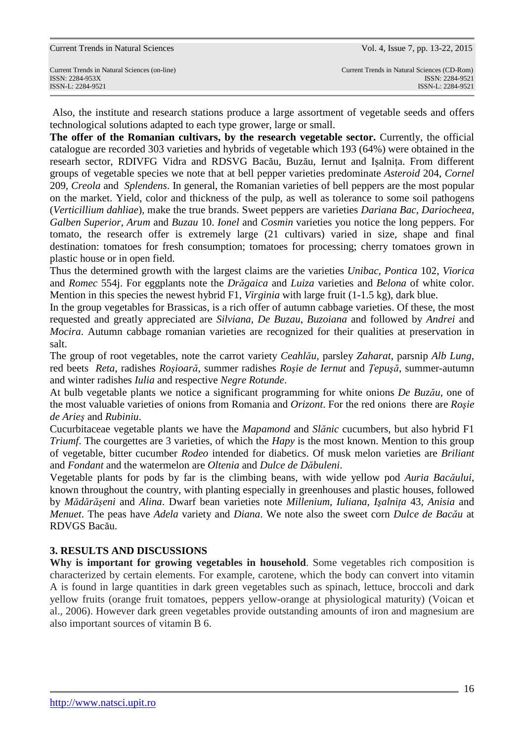Also, the institute and research stations produce a large assortment of vegetable seeds and offers technological solutions adapted to each type grower, large or small.

**The offer of the Romanian cultivars, by the research vegetable sector.** Currently, the official catalogue are recorded 303 varieties and hybrids of vegetable which 193 (64%) were obtained in the research sector, RDIVFG Vidra and RDSVG Bacău, Buzău, Iernut and Işalniţa. From different groups of vegetable species we note that at bell pepper varieties predominate *Asteroid* 204, *Cornel* 209, *Creola* and *Splendens*. In general, the Romanian varieties of bell peppers are the most popular on the market. Yield, color and thickness of the pulp, as well as tolerance to some soil pathogens (*Verticillium dahliae*), make the true brands. Sweet peppers are varieties *Dariana Bac*, *Dariocheea*, *Galben Superior*, *Arum* and *Buzau* 10. *Ionel* and *Cosmin* varieties you notice the long peppers. For tomato, the research offer is extremely large (21 cultivars) varied in size, shape and final destination: tomatoes for fresh consumption; tomatoes for processing; cherry tomatoes grown in plastic house or in open field.

Thus the determined growth with the largest claims are the varieties *Unibac*, *Pontica* 102, *Viorica* and *Romec* 554j. For eggplants note the *Drăgaica* and *Luiza* varieties and *Belona* of white color. Mention in this species the newest hybrid F1, *Virginia* with large fruit (1-1.5 kg), dark blue.

In the group vegetables for Brassicas, is a rich offer of autumn cabbage varieties. Of these, the most requested and greatly appreciated are *Silviana*, *De Buzau*, *Buzoiana* and followed by *Andrei* and *Mocira*. Autumn cabbage romanian varieties are recognized for their qualities at preservation in salt.

The group of root vegetables, note the carrot variety *Ceahlău*, parsley *Zaharat*, parsnip *Alb Lung*, red beets *Reta*, radishes *Roşioară*, summer radishes *Roşie de Iernut* and *Ţepuşă*, summer-autumn and winter radishes *Iulia* and respective *Negre Rotunde*.

At bulb vegetable plants we notice a significant programming for white onions *De Buzău*, one of the most valuable varieties of onions from Romania and *Orizont*. For the red onions there are *Roşie de Arieş* and *Rubiniu*.

Cucurbitaceae vegetable plants we have the *Mapamond* and *Slănic* cucumbers, but also hybrid F1 *Triumf*. The courgettes are 3 varieties, of which the *Hapy* is the most known. Mention to this group of vegetable, bitter cucumber *Rodeo* intended for diabetics. Of musk melon varieties are *Briliant* and *Fondant* and the watermelon are *Oltenia* and *Dulce de Dăbuleni*.

Vegetable plants for pods by far is the climbing beans, with wide yellow pod *Auria Bacăului*, known throughout the country, with planting especially in greenhouses and plastic houses, followed by *Mădărăşeni* and *Alina*. Dwarf bean varieties note *Millenium*, *Iuliana*, *Işalniţa* 43, *Anisia* and *Menuet*. The peas have *Adela* variety and *Diana*. We note also the sweet corn *Dulce de Bacău* at RDVGS Bacău.

## 3. RESULTS AND DISCUSSIONS

**Why is important for growing vegetables in household**. Some vegetables rich composition is characterized by certain elements. For example, carotene, which the body can convert into vitamin A is found in large quantities in dark green vegetables such as spinach, lettuce, broccoli and dark yellow fruits (orange fruit tomatoes, peppers yellow-orange at physiological maturity) (Voican et al., 2006). However dark green vegetables provide outstanding amounts of iron and magnesium are also important sources of vitamin B 6.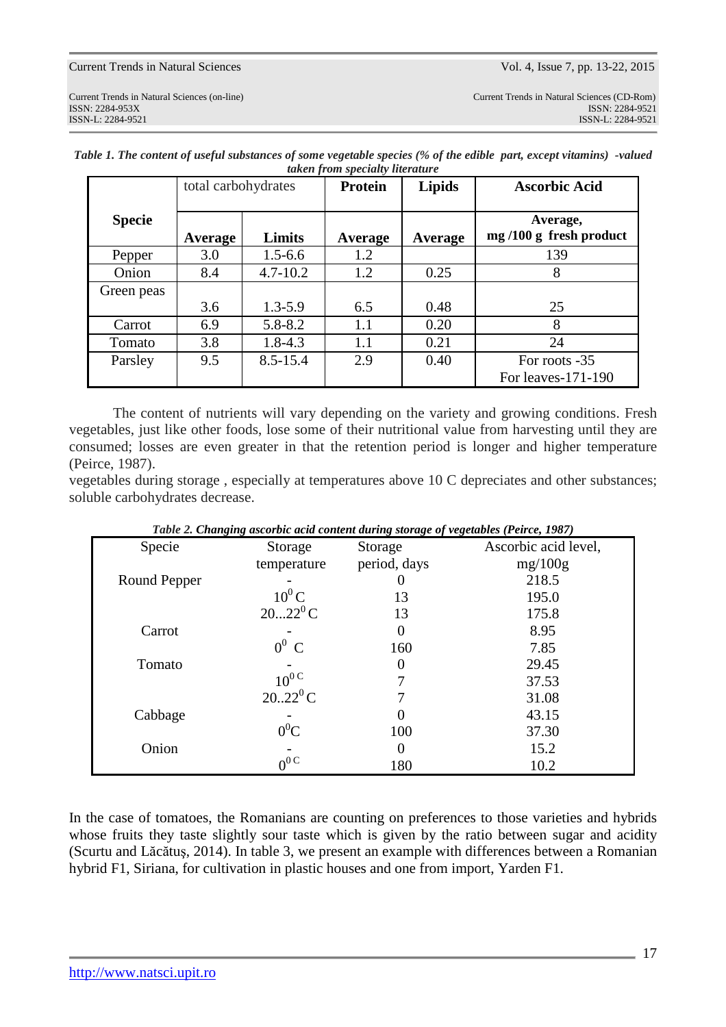*Table 1. The content of useful substances of some vegetable species (% of the edible part, except vitamins) -valued taken from specialty literature*

| Specie | total carbohydrates | | Protein | Lipids | Ascorbic Acid |
|---|---|---|---|---|---|
| | **Average** | **Limits** | **Average** | **Average** | **Average, mg /100 g fresh product** |
| Pepper | 3.0 | 1.5-6.6 | 1.2 | | 139 |
| Onion | 8.4 | 4.7-10.2 | 1.2 | 0.25 | 8 |
| Green peas | 3.6 | 1.3-5.9 | 6.5 | 0.48 | 25 |
| Carrot | 6.9 | 5.8-8.2 | 1.1 | 0.20 | 8 |
| Tomato | 3.8 | 1.8-4.3 | 1.1 | 0.21 | 24 |
| Parsley | 9.5 | 8.5-15.4 | 2.9 | 0.40 | For roots -35<br>For leaves-171-190 |

The content of nutrients will vary depending on the variety and growing conditions. Fresh vegetables, just like other foods, lose some of their nutritional value from harvesting until they are consumed; losses are even greater in that the retention period is longer and higher temperature (Peirce, 1987).
vegetables during storage , especially at temperatures above 10 C depreciates and other substances; soluble carbohydrates decrease.

*Table 2. Changing ascorbic acid content during storage of vegetables (Peirce, 1987)*

| Specie | Storage temperature | Storage period, days | Ascorbic acid level, mg/100g |
|---|---|---|---|
| Round Pepper | - | 0 | 218.5 |
| | $10^0$ C | 13 | 195.0 |
| | 20…$22^0$ C | 13 | 175.8 |
| Carrot | - | 0 | 8.95 |
| | $0^0$ C | 160 | 7.85 |
| Tomato | - | 0 | 29.45 |
| | $10^{0\,C}$ | 7 | 37.53 |
| | 20..$22^0$ C | 7 | 31.08 |
| Cabbage | - | 0 | 43.15 |
| | $0^0$C | 100 | 37.30 |
| Onion | - | 0 | 15.2 |
| | $0^{0\,C}$ | 180 | 10.2 |

In the case of tomatoes, the Romanians are counting on preferences to those varieties and hybrids whose fruits they taste slightly sour taste which is given by the ratio between sugar and acidity (Scurtu and Lăcătuş, 2014). In table 3, we present an example with differences between a Romanian hybrid F1, Siriana, for cultivation in plastic houses and one from import, Yarden F1.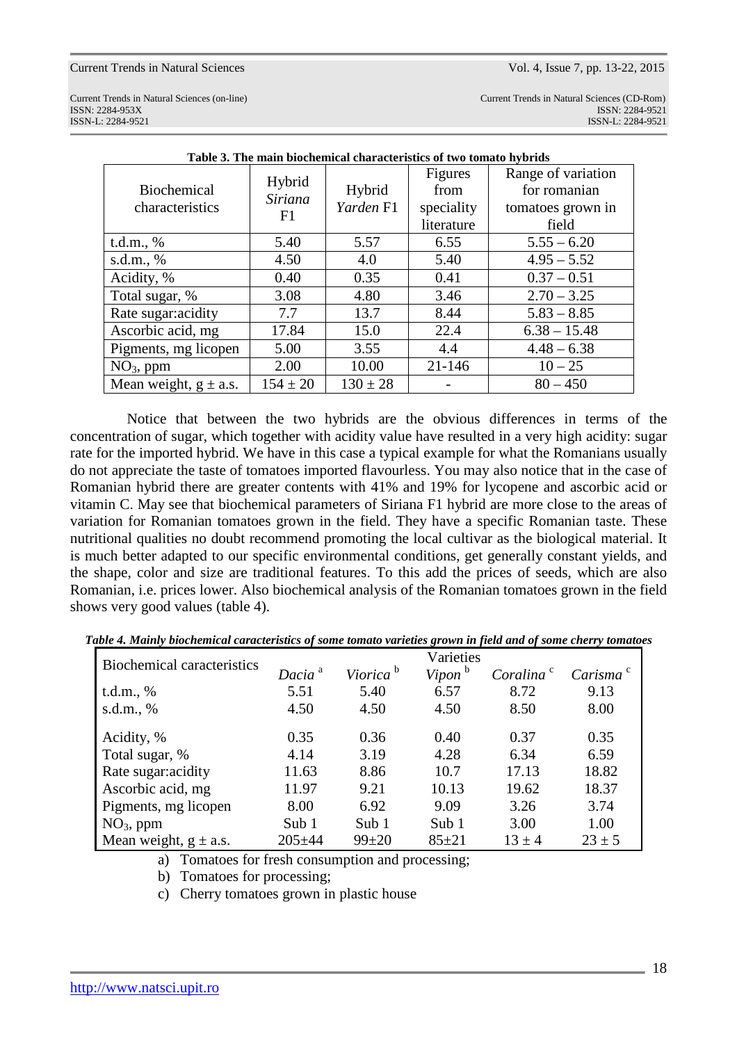**Table 3. The main biochemical characteristics of two tomato hybrids**

| Biochemical characteristics | Hybrid *Siriana* F1 | Hybrid *Yarden* F1 | Figures from speciality literature | Range of variation for romanian tomatoes grown in field |
|---|---|---|---|---|
| t.d.m., % | 5.40 | 5.57 | 6.55 | 5.55 – 6.20 |
| s.d.m., % | 4.50 | 4.0 | 5.40 | 4.95 – 5.52 |
| Acidity, % | 0.40 | 0.35 | 0.41 | 0.37 – 0.51 |
| Total sugar, % | 3.08 | 4.80 | 3.46 | 2.70 – 3.25 |
| Rate sugar:acidity | 7.7 | 13.7 | 8.44 | 5.83 – 8.85 |
| Ascorbic acid, mg | 17.84 | 15.0 | 22.4 | 6.38 – 15.48 |
| Pigments, mg licopen | 5.00 | 3.55 | 4.4 | 4.48 – 6.38 |
| $NO_3$, ppm | 2.00 | 10.00 | 21-146 | 10 – 25 |
| Mean weight, g ± a.s. | 154 ± 20 | 130 ± 28 | - | 80 – 450 |

Notice that between the two hybrids are the obvious differences in terms of the concentration of sugar, which together with acidity value have resulted in a very high acidity: sugar rate for the imported hybrid. We have in this case a typical example for what the Romanians usually do not appreciate the taste of tomatoes imported flavourless. You may also notice that in the case of Romanian hybrid there are greater contents with 41% and 19% for lycopene and ascorbic acid or vitamin C. May see that biochemical parameters of Siriana F1 hybrid are more close to the areas of variation for Romanian tomatoes grown in the field. They have a specific Romanian taste. These nutritional qualities no doubt recommend promoting the local cultivar as the biological material. It is much better adapted to our specific environmental conditions, get generally constant yields, and the shape, color and size are traditional features. To this add the prices of seeds, which are also Romanian, i.e. prices lower. Also biochemical analysis of the Romanian tomatoes grown in the field shows very good values (table 4).

***Table 4. Mainly biochemical caracteristics of some tomato varieties grown in field and of some cherry tomatoes***

| Biochemical caracteristics | Varieties | | | | |
|---|---|---|---|---|---|
| | *Dacia* [a] | *Viorica* [b] | *Vipon* [b] | *Coralina* [c] | *Carisma* [c] |
| t.d.m., % | 5.51 | 5.40 | 6.57 | 8.72 | 9.13 |
| s.d.m., % | 4.50 | 4.50 | 4.50 | 8.50 | 8.00 |
| Acidity, % | 0.35 | 0.36 | 0.40 | 0.37 | 0.35 |
| Total sugar, % | 4.14 | 3.19 | 4.28 | 6.34 | 6.59 |
| Rate sugar:acidity | 11.63 | 8.86 | 10.7 | 17.13 | 18.82 |
| Ascorbic acid, mg | 11.97 | 9.21 | 10.13 | 19.62 | 18.37 |
| Pigments, mg licopen | 8.00 | 6.92 | 9.09 | 3.26 | 3.74 |
| $NO_3$, ppm | Sub 1 | Sub 1 | Sub 1 | 3.00 | 1.00 |
| Mean weight, g ± a.s. | 205±44 | 99±20 | 85±21 | 13 ± 4 | 23 ± 5 |

a) Tomatoes for fresh consumption and processing;
b) Tomatoes for processing;
c) Cherry tomatoes grown in plastic house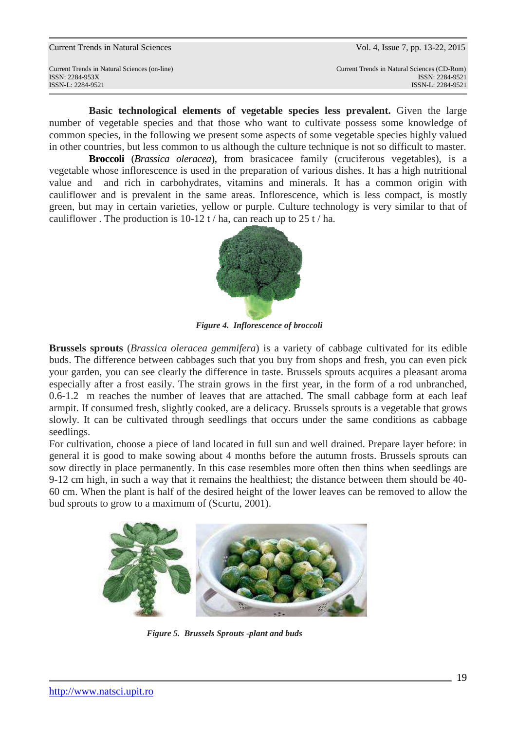**Basic technological elements of vegetable species less prevalent.** Given the large number of vegetable species and that those who want to cultivate possess some knowledge of common species, in the following we present some aspects of some vegetable species highly valued in other countries, but less common to us although the culture technique is not so difficult to master.

**Broccoli** (*Brassica oleracea*), from brasicacee family (cruciferous vegetables), is a vegetable whose inflorescence is used in the preparation of various dishes. It has a high nutritional value and and rich in carbohydrates, vitamins and minerals. It has a common origin with cauliflower and is prevalent in the same areas. Inflorescence, which is less compact, is mostly green, but may in certain varieties, yellow or purple. Culture technology is very similar to that of cauliflower . The production is 10-12 t / ha, can reach up to 25 t / ha.

***Figure 4. Inflorescence of broccoli***

**Brussels sprouts** (*Brassica oleracea gemmifera*) is a variety of cabbage cultivated for its edible buds. The difference between cabbages such that you buy from shops and fresh, you can even pick your garden, you can see clearly the difference in taste. Brussels sprouts acquires a pleasant aroma especially after a frost easily. The strain grows in the first year, in the form of a rod unbranched, 0.6-1.2 m reaches the number of leaves that are attached. The small cabbage form at each leaf armpit. If consumed fresh, slightly cooked, are a delicacy. Brussels sprouts is a vegetable that grows slowly. It can be cultivated through seedlings that occurs under the same conditions as cabbage seedlings.

For cultivation, choose a piece of land located in full sun and well drained. Prepare layer before: in general it is good to make sowing about 4 months before the autumn frosts. Brussels sprouts can sow directly in place permanently. In this case resembles more often then thins when seedlings are 9-12 cm high, in such a way that it remains the healthiest; the distance between them should be 40-60 cm. When the plant is half of the desired height of the lower leaves can be removed to allow the bud sprouts to grow to a maximum of (Scurtu, 2001).

***Figure 5. Brussels Sprouts -plant and buds***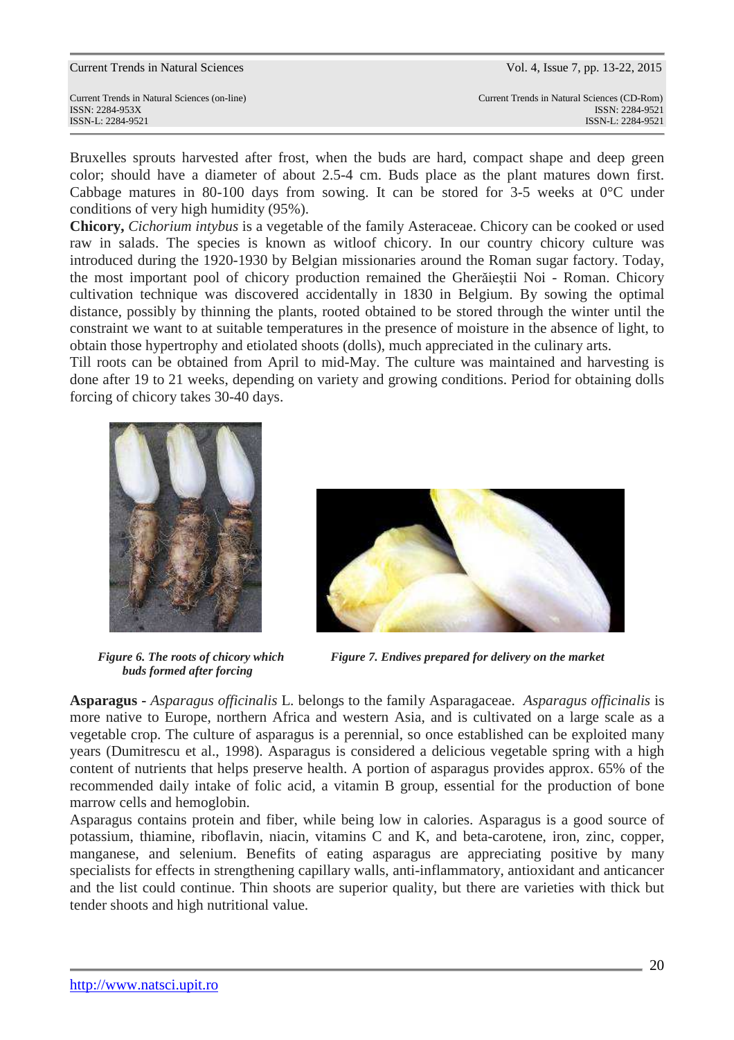Bruxelles sprouts harvested after frost, when the buds are hard, compact shape and deep green color; should have a diameter of about 2.5-4 cm. Buds place as the plant matures down first. Cabbage matures in 80-100 days from sowing. It can be stored for 3-5 weeks at 0°C under conditions of very high humidity (95%).

**Chicory,** *Cichorium intybus* is a vegetable of the family Asteraceae. Chicory can be cooked or used raw in salads. The species is known as witloof chicory. In our country chicory culture was introduced during the 1920-1930 by Belgian missionaries around the Roman sugar factory. Today, the most important pool of chicory production remained the Gherăieştii Noi - Roman. Chicory cultivation technique was discovered accidentally in 1830 in Belgium. By sowing the optimal distance, possibly by thinning the plants, rooted obtained to be stored through the winter until the constraint we want to at suitable temperatures in the presence of moisture in the absence of light, to obtain those hypertrophy and etiolated shoots (dolls), much appreciated in the culinary arts.

Till roots can be obtained from April to mid-May. The culture was maintained and harvesting is done after 19 to 21 weeks, depending on variety and growing conditions. Period for obtaining dolls forcing of chicory takes 30-40 days.

***Figure 6. The roots of chicory which buds formed after forcing***

***Figure 7. Endives prepared for delivery on the market***

**Asparagus -** *Asparagus officinalis* L. belongs to the family Asparagaceae. *Asparagus officinalis* is more native to Europe, northern Africa and western Asia, and is cultivated on a large scale as a vegetable crop. The culture of asparagus is a perennial, so once established can be exploited many years (Dumitrescu et al., 1998). Asparagus is considered a delicious vegetable spring with a high content of nutrients that helps preserve health. A portion of asparagus provides approx. 65% of the recommended daily intake of folic acid, a vitamin B group, essential for the production of bone marrow cells and hemoglobin.

Asparagus contains protein and fiber, while being low in calories. Asparagus is a good source of potassium, thiamine, riboflavin, niacin, vitamins C and K, and beta-carotene, iron, zinc, copper, manganese, and selenium. Benefits of eating asparagus are appreciating positive by many specialists for effects in strengthening capillary walls, anti-inflammatory, antioxidant and anticancer and the list could continue. Thin shoots are superior quality, but there are varieties with thick but tender shoots and high nutritional value.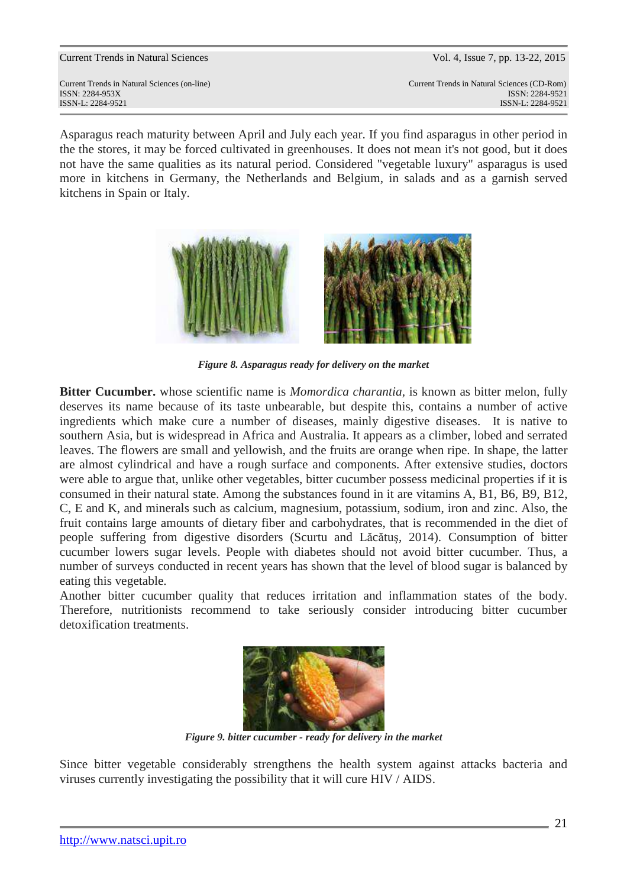Asparagus reach maturity between April and July each year. If you find asparagus in other period in the the stores, it may be forced cultivated in greenhouses. It does not mean it's not good, but it does not have the same qualities as its natural period. Considered "vegetable luxury" asparagus is used more in kitchens in Germany, the Netherlands and Belgium, in salads and as a garnish served kitchens in Spain or Italy.

***Figure 8. Asparagus ready for delivery on the market***

**Bitter Cucumber.** whose scientific name is *Momordica charantia,* is known as bitter melon, fully deserves its name because of its taste unbearable, but despite this, contains a number of active ingredients which make cure a number of diseases, mainly digestive diseases. It is native to southern Asia, but is widespread in Africa and Australia. It appears as a climber, lobed and serrated leaves. The flowers are small and yellowish, and the fruits are orange when ripe. In shape, the latter are almost cylindrical and have a rough surface and components. After extensive studies, doctors were able to argue that, unlike other vegetables, bitter cucumber possess medicinal properties if it is consumed in their natural state. Among the substances found in it are vitamins A, B1, B6, B9, B12, C, E and K, and minerals such as calcium, magnesium, potassium, sodium, iron and zinc. Also, the fruit contains large amounts of dietary fiber and carbohydrates, that is recommended in the diet of people suffering from digestive disorders (Scurtu and Lăcătuş, 2014). Consumption of bitter cucumber lowers sugar levels. People with diabetes should not avoid bitter cucumber. Thus, a number of surveys conducted in recent years has shown that the level of blood sugar is balanced by eating this vegetable.

Another bitter cucumber quality that reduces irritation and inflammation states of the body. Therefore, nutritionists recommend to take seriously consider introducing bitter cucumber detoxification treatments.

***Figure 9. bitter cucumber - ready for delivery in the market***

Since bitter vegetable considerably strengthens the health system against attacks bacteria and viruses currently investigating the possibility that it will cure HIV / AIDS.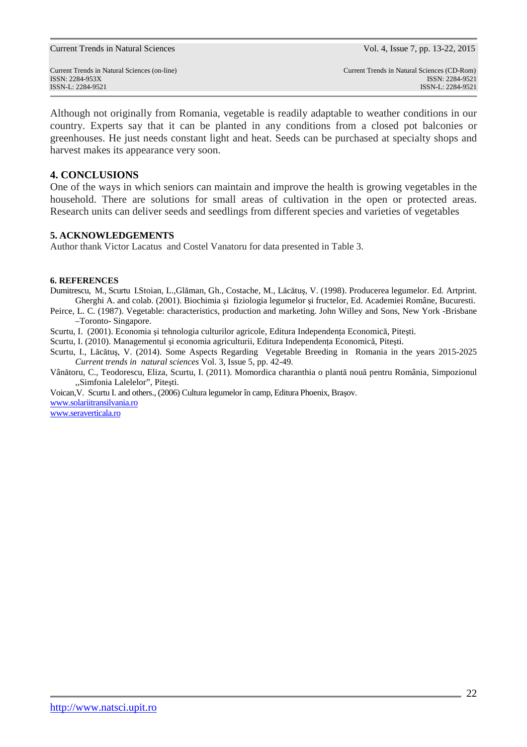Although not originally from Romania, vegetable is readily adaptable to weather conditions in our country. Experts say that it can be planted in any conditions from a closed pot balconies or greenhouses. He just needs constant light and heat. Seeds can be purchased at specialty shops and harvest makes its appearance very soon.

## 4. CONCLUSIONS

One of the ways in which seniors can maintain and improve the health is growing vegetables in the household. There are solutions for small areas of cultivation in the open or protected areas. Research units can deliver seeds and seedlings from different species and varieties of vegetables

## 5. ACKNOWLEDGEMENTS

Author thank Victor Lacatus and Costel Vanatoru for data presented in Table 3.

## 6. REFERENCES

Dumitrescu, M., Scurtu I.Stoian, L.,Glăman, Gh., Costache, M., Lăcătuş, V. (1998). Producerea legumelor. Ed. Artprint. Gherghi A. and colab. (2001). Biochimia şi fiziologia legumelor şi fructelor, Ed. Academiei Române, Bucuresti.

Peirce, L. C. (1987). Vegetable: characteristics, production and marketing. John Willey and Sons, New York -Brisbane –Toronto- Singapore.

Scurtu, I. (2001). Economia şi tehnologia culturilor agricole, Editura Independenţa Economică, Piteşti.

Scurtu, I. (2010). Managementul şi economia agriculturii, Editura Independenţa Economică, Piteşti.

Scurtu, I., Lăcătuş, V. (2014). Some Aspects Regarding Vegetable Breeding in Romania in the years 2015-2025 *Current trends in natural sciences* Vol. 3, Issue 5, pp. 42-49.

Vânătoru, C., Teodorescu, Eliza, Scurtu, I. (2011). Momordica charanthia o plantă nouă pentru România, Simpozionul ,,Simfonia Lalelelor", Piteşti.

Voican,V. Scurtu I. and others., (2006) Cultura legumelor în camp, Editura Phoenix, Braşov.

www.solariitransilvania.ro

www.seraverticala.ro